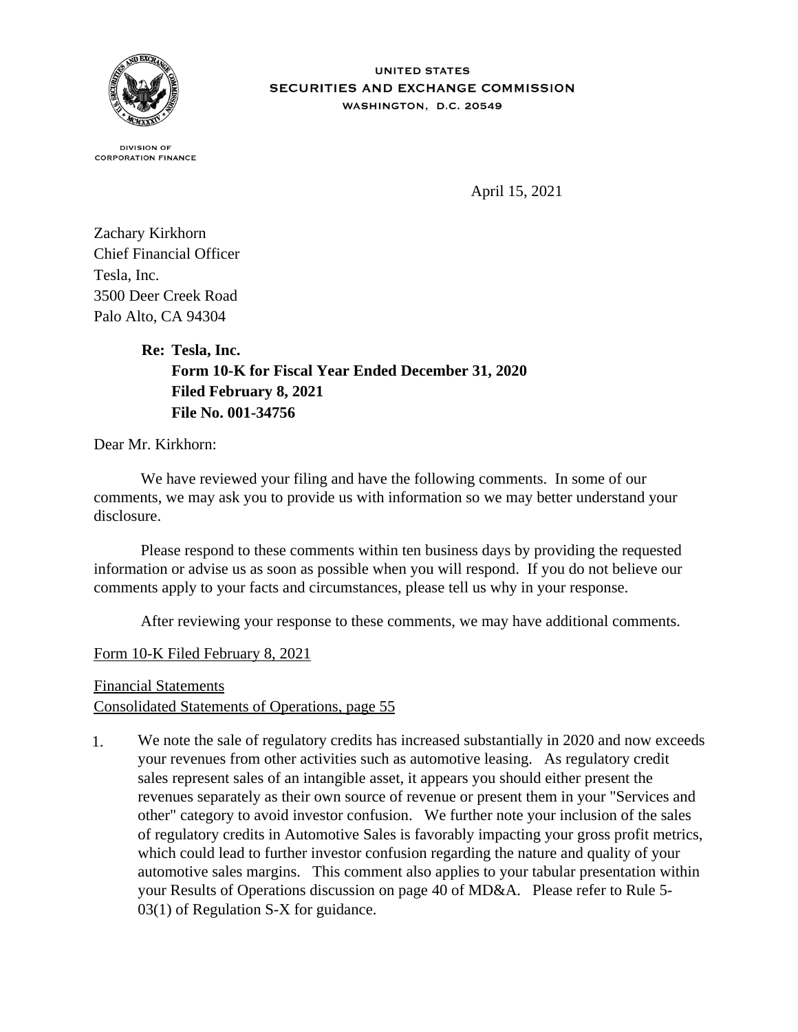UNITED STATES
SECURITIES AND EXCHANGE COMMISSION
WASHINGTON, D.C. 20549

DIVISION OF
CORPORATION FINANCE

April 15, 2021

Zachary Kirkhorn
Chief Financial Officer
Tesla, Inc.
3500 Deer Creek Road
Palo Alto, CA 94304

**Re: Tesla, Inc.**
**Form 10-K for Fiscal Year Ended December 31, 2020**
**Filed February 8, 2021**
**File No. 001-34756**

Dear Mr. Kirkhorn:

We have reviewed your filing and have the following comments. In some of our comments, we may ask you to provide us with information so we may better understand your disclosure.

Please respond to these comments within ten business days by providing the requested information or advise us as soon as possible when you will respond. If you do not believe our comments apply to your facts and circumstances, please tell us why in your response.

After reviewing your response to these comments, we may have additional comments.

Form 10-K Filed February 8, 2021

Financial Statements
Consolidated Statements of Operations, page 55

1. We note the sale of regulatory credits has increased substantially in 2020 and now exceeds your revenues from other activities such as automotive leasing. As regulatory credit sales represent sales of an intangible asset, it appears you should either present the revenues separately as their own source of revenue or present them in your "Services and other" category to avoid investor confusion. We further note your inclusion of the sales of regulatory credits in Automotive Sales is favorably impacting your gross profit metrics, which could lead to further investor confusion regarding the nature and quality of your automotive sales margins. This comment also applies to your tabular presentation within your Results of Operations discussion on page 40 of MD&A. Please refer to Rule 5-03(1) of Regulation S-X for guidance.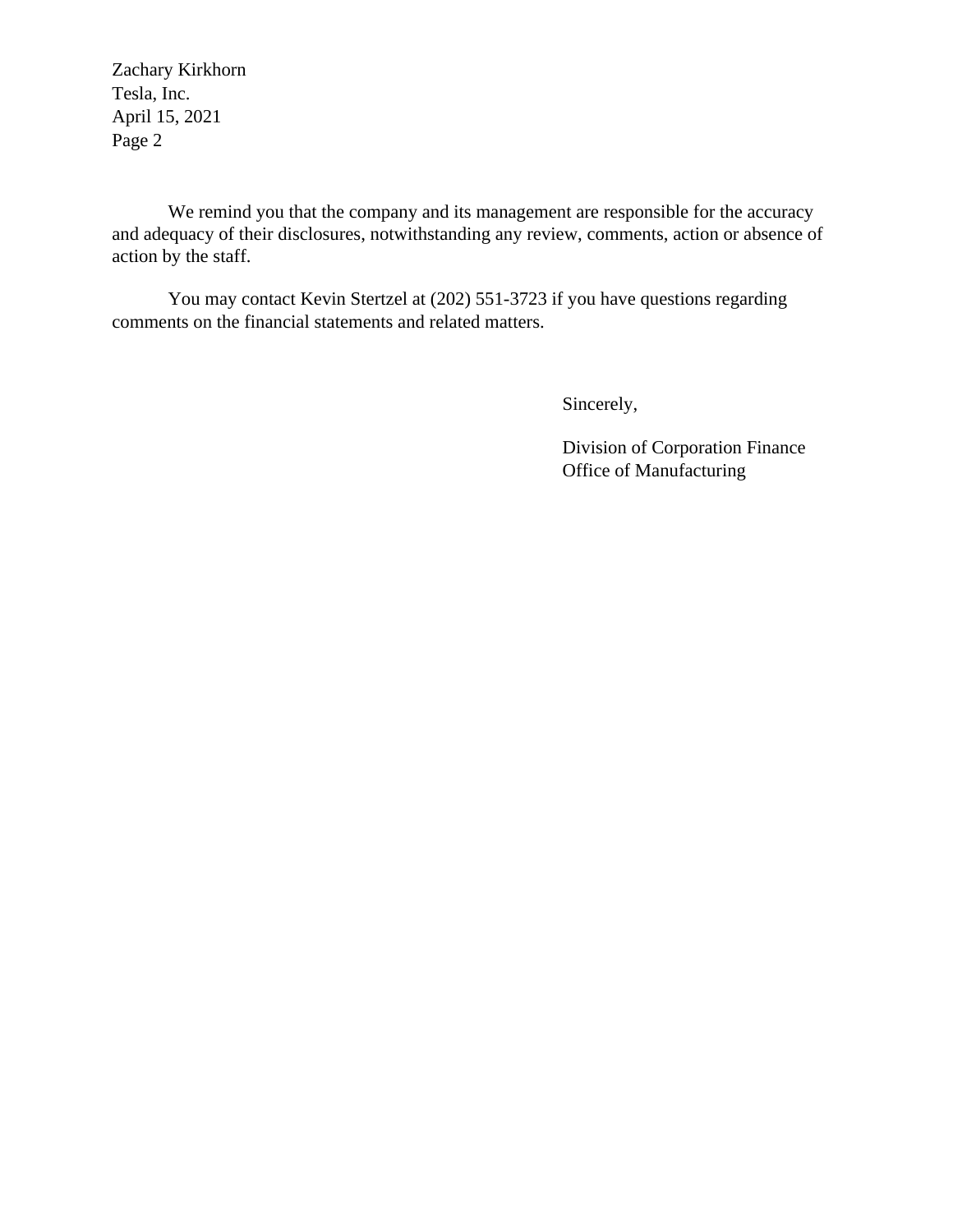We remind you that the company and its management are responsible for the accuracy and adequacy of their disclosures, notwithstanding any review, comments, action or absence of action by the staff.

You may contact Kevin Stertzel at (202) 551-3723 if you have questions regarding comments on the financial statements and related matters.

Sincerely,

Division of Corporation Finance
Office of Manufacturing